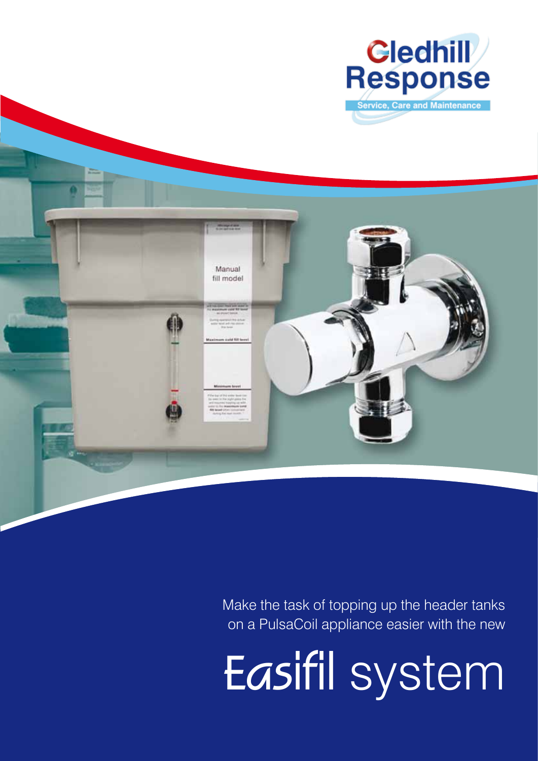Gledhill Response

Service, Care and Maintenance

Make the task of topping up the header tanks on a PulsaCoil appliance easier with the new

# Easifil system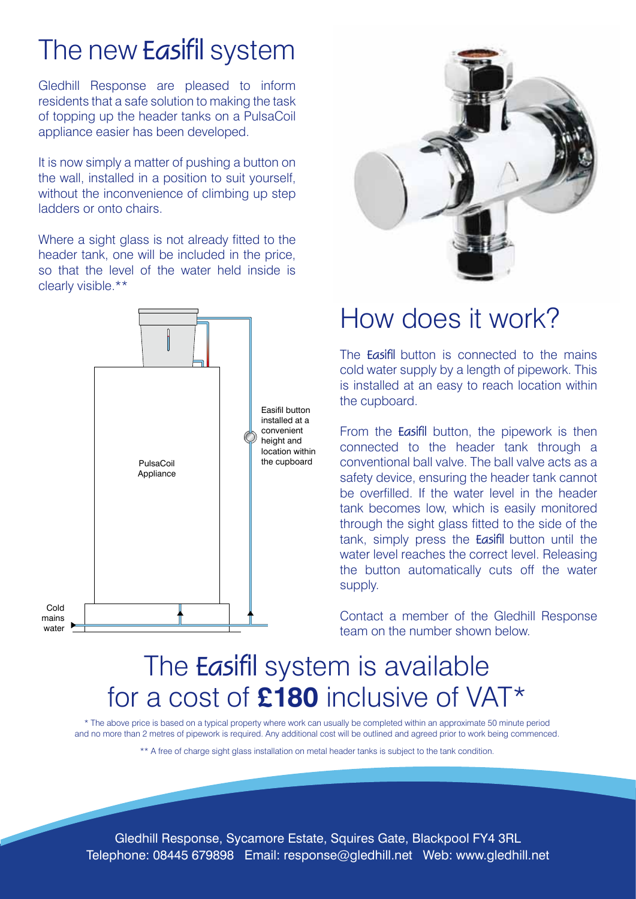# The new Easifil system

Gledhill Response are pleased to inform residents that a safe solution to making the task of topping up the header tanks on a PulsaCoil appliance easier has been developed.

It is now simply a matter of pushing a button on the wall, installed in a position to suit yourself, without the inconvenience of climbing up step ladders or onto chairs.

Where a sight glass is not already fitted to the header tank, one will be included in the price, so that the level of the water held inside is clearly visible.**

Easifil button installed at a convenient height and location within the cupboard

PulsaCoil Appliance

Cold mains water

## How does it work?

The Easifil button is connected to the mains cold water supply by a length of pipework. This is installed at an easy to reach location within the cupboard.

From the Easifil button, the pipework is then connected to the header tank through a conventional ball valve. The ball valve acts as a safety device, ensuring the header tank cannot be overfilled. If the water level in the header tank becomes low, which is easily monitored through the sight glass fitted to the side of the tank, simply press the Easifil button until the water level reaches the correct level. Releasing the button automatically cuts off the water supply.

Contact a member of the Gledhill Response team on the number shown below.

## The Easifil system is available for a cost of **£180** inclusive of VAT*

* The above price is based on a typical property where work can usually be completed within an approximate 50 minute period and no more than 2 metres of pipework is required. Any additional cost will be outlined and agreed prior to work being commenced.

** A free of charge sight glass installation on metal header tanks is subject to the tank condition.

Gledhill Response, Sycamore Estate, Squires Gate, Blackpool FY4 3RL
Telephone: 08445 679898 Email: response@gledhill.net Web: www.gledhill.net